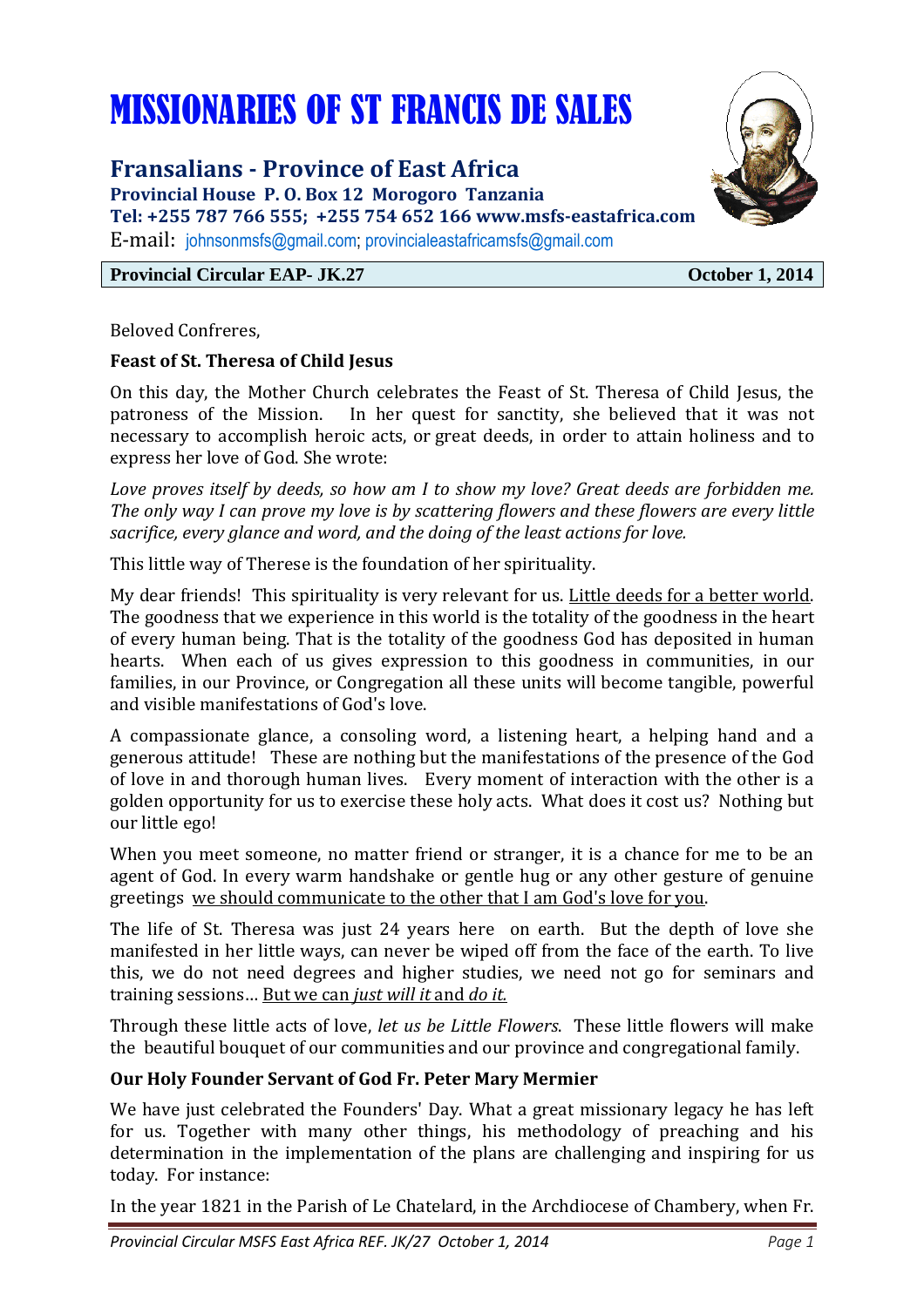# MISSIONARIES OF ST FRANCIS DE SALES

## Fransalians - Province of East Africa

**Provincial House P. O. Box 12 Morogoro Tanzania**
**Tel: +255 787 766 555; +255 754 652 166 www.msfs-eastafrica.com**
E-mail: johnsonmsfs@gmail.com; provincialeastafricamsfs@gmail.com

**Provincial Circular EAP- JK.27** **October 1, 2014**

Beloved Confreres,

**Feast of St. Theresa of Child Jesus**

On this day, the Mother Church celebrates the Feast of St. Theresa of Child Jesus, the patroness of the Mission. In her quest for sanctity, she believed that it was not necessary to accomplish heroic acts, or great deeds, in order to attain holiness and to express her love of God. She wrote:

*Love proves itself by deeds, so how am I to show my love? Great deeds are forbidden me. The only way I can prove my love is by scattering flowers and these flowers are every little sacrifice, every glance and word, and the doing of the least actions for love.*

This little way of Therese is the foundation of her spirituality.

My dear friends! This spirituality is very relevant for us. Little deeds for a better world. The goodness that we experience in this world is the totality of the goodness in the heart of every human being. That is the totality of the goodness God has deposited in human hearts. When each of us gives expression to this goodness in communities, in our families, in our Province, or Congregation all these units will become tangible, powerful and visible manifestations of God's love.

A compassionate glance, a consoling word, a listening heart, a helping hand and a generous attitude! These are nothing but the manifestations of the presence of the God of love in and thorough human lives. Every moment of interaction with the other is a golden opportunity for us to exercise these holy acts. What does it cost us? Nothing but our little ego!

When you meet someone, no matter friend or stranger, it is a chance for me to be an agent of God. In every warm handshake or gentle hug or any other gesture of genuine greetings we should communicate to the other that I am God's love for you.

The life of St. Theresa was just 24 years here on earth. But the depth of love she manifested in her little ways, can never be wiped off from the face of the earth. To live this, we do not need degrees and higher studies, we need not go for seminars and training sessions… But we can *just will it* and *do it.*

Through these little acts of love, *let us be Little Flowers*. These little flowers will make the beautiful bouquet of our communities and our province and congregational family.

**Our Holy Founder Servant of God Fr. Peter Mary Mermier**

We have just celebrated the Founders' Day. What a great missionary legacy he has left for us. Together with many other things, his methodology of preaching and his determination in the implementation of the plans are challenging and inspiring for us today. For instance:

In the year 1821 in the Parish of Le Chatelard, in the Archdiocese of Chambery, when Fr.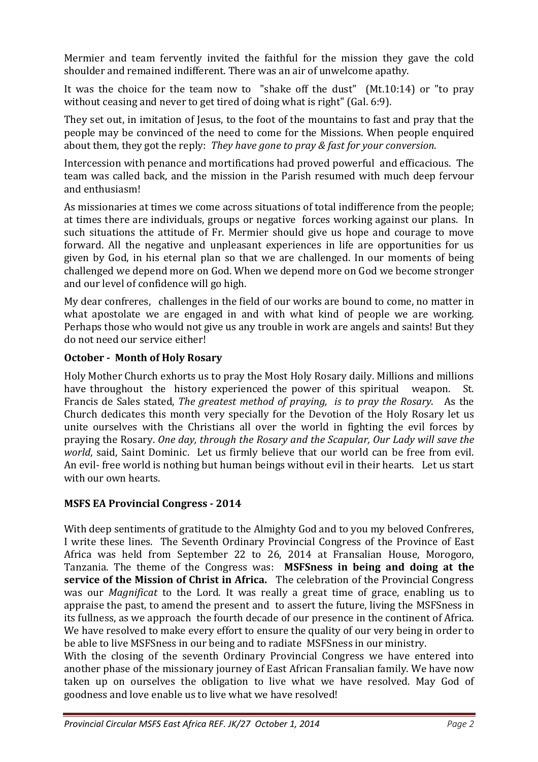Mermier and team fervently invited the faithful for the mission they gave the cold shoulder and remained indifferent. There was an air of unwelcome apathy.

It was the choice for the team now to "shake off the dust" (Mt.10:14) or "to pray without ceasing and never to get tired of doing what is right" (Gal. 6:9).

They set out, in imitation of Jesus, to the foot of the mountains to fast and pray that the people may be convinced of the need to come for the Missions. When people enquired about them, they got the reply: *They have gone to pray & fast for your conversion*.

Intercession with penance and mortifications had proved powerful and efficacious. The team was called back, and the mission in the Parish resumed with much deep fervour and enthusiasm!

As missionaries at times we come across situations of total indifference from the people; at times there are individuals, groups or negative forces working against our plans. In such situations the attitude of Fr. Mermier should give us hope and courage to move forward. All the negative and unpleasant experiences in life are opportunities for us given by God, in his eternal plan so that we are challenged. In our moments of being challenged we depend more on God. When we depend more on God we become stronger and our level of confidence will go high.

My dear confreres, challenges in the field of our works are bound to come, no matter in what apostolate we are engaged in and with what kind of people we are working. Perhaps those who would not give us any trouble in work are angels and saints! But they do not need our service either!

**October - Month of Holy Rosary**

Holy Mother Church exhorts us to pray the Most Holy Rosary daily. Millions and millions have throughout the history experienced the power of this spiritual weapon. St. Francis de Sales stated, *The greatest method of praying, is to pray the Rosary*. As the Church dedicates this month very specially for the Devotion of the Holy Rosary let us unite ourselves with the Christians all over the world in fighting the evil forces by praying the Rosary. *One day, through the Rosary and the Scapular, Our Lady will save the world*, said, Saint Dominic. Let us firmly believe that our world can be free from evil. An evil- free world is nothing but human beings without evil in their hearts. Let us start with our own hearts.

**MSFS EA Provincial Congress - 2014**

With deep sentiments of gratitude to the Almighty God and to you my beloved Confreres, I write these lines. The Seventh Ordinary Provincial Congress of the Province of East Africa was held from September 22 to 26, 2014 at Fransalian House, Morogoro, Tanzania. The theme of the Congress was: **MSFSness in being and doing at the service of the Mission of Christ in Africa.** The celebration of the Provincial Congress was our *Magnificat* to the Lord. It was really a great time of grace, enabling us to appraise the past, to amend the present and to assert the future, living the MSFSness in its fullness, as we approach the fourth decade of our presence in the continent of Africa. We have resolved to make every effort to ensure the quality of our very being in order to be able to live MSFSness in our being and to radiate MSFSness in our ministry.

With the closing of the seventh Ordinary Provincial Congress we have entered into another phase of the missionary journey of East African Fransalian family. We have now taken up on ourselves the obligation to live what we have resolved. May God of goodness and love enable us to live what we have resolved!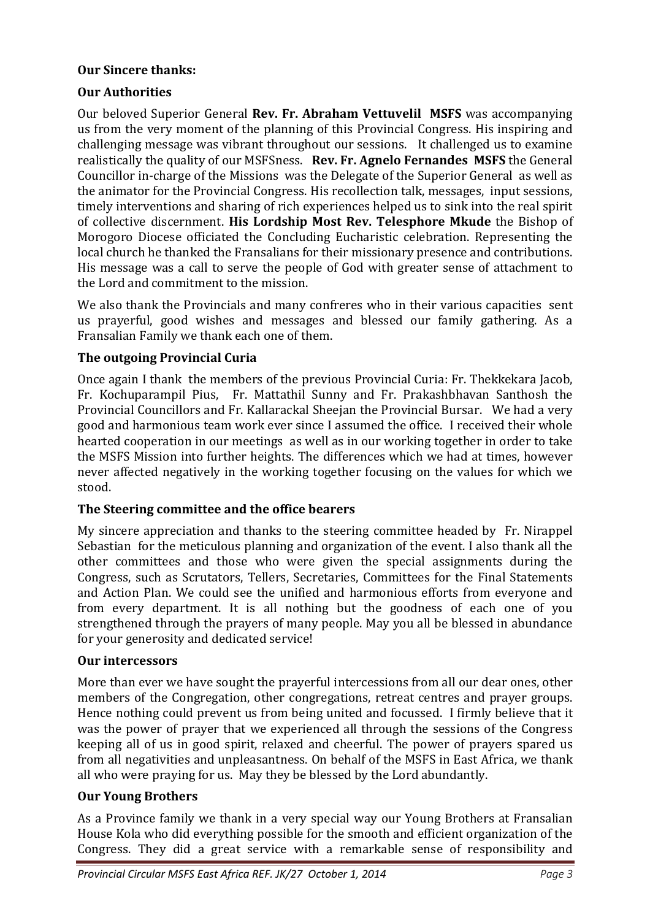**Our Sincere thanks:**

**Our Authorities**

Our beloved Superior General **Rev. Fr. Abraham Vettuvelil MSFS** was accompanying us from the very moment of the planning of this Provincial Congress. His inspiring and challenging message was vibrant throughout our sessions. It challenged us to examine realistically the quality of our MSFSness. **Rev. Fr. Agnelo Fernandes MSFS** the General Councillor in-charge of the Missions was the Delegate of the Superior General as well as the animator for the Provincial Congress. His recollection talk, messages, input sessions, timely interventions and sharing of rich experiences helped us to sink into the real spirit of collective discernment. **His Lordship Most Rev. Telesphore Mkude** the Bishop of Morogoro Diocese officiated the Concluding Eucharistic celebration. Representing the local church he thanked the Fransalians for their missionary presence and contributions. His message was a call to serve the people of God with greater sense of attachment to the Lord and commitment to the mission.

We also thank the Provincials and many confreres who in their various capacities sent us prayerful, good wishes and messages and blessed our family gathering. As a Fransalian Family we thank each one of them.

**The outgoing Provincial Curia**

Once again I thank the members of the previous Provincial Curia: Fr. Thekkekara Jacob, Fr. Kochuparampil Pius, Fr. Mattathil Sunny and Fr. Prakashbhavan Santhosh the Provincial Councillors and Fr. Kallarackal Sheejan the Provincial Bursar. We had a very good and harmonious team work ever since I assumed the office. I received their whole hearted cooperation in our meetings as well as in our working together in order to take the MSFS Mission into further heights. The differences which we had at times, however never affected negatively in the working together focusing on the values for which we stood.

**The Steering committee and the office bearers**

My sincere appreciation and thanks to the steering committee headed by Fr. Nirappel Sebastian for the meticulous planning and organization of the event. I also thank all the other committees and those who were given the special assignments during the Congress, such as Scrutators, Tellers, Secretaries, Committees for the Final Statements and Action Plan. We could see the unified and harmonious efforts from everyone and from every department. It is all nothing but the goodness of each one of you strengthened through the prayers of many people. May you all be blessed in abundance for your generosity and dedicated service!

**Our intercessors**

More than ever we have sought the prayerful intercessions from all our dear ones, other members of the Congregation, other congregations, retreat centres and prayer groups. Hence nothing could prevent us from being united and focussed. I firmly believe that it was the power of prayer that we experienced all through the sessions of the Congress keeping all of us in good spirit, relaxed and cheerful. The power of prayers spared us from all negativities and unpleasantness. On behalf of the MSFS in East Africa, we thank all who were praying for us. May they be blessed by the Lord abundantly.

**Our Young Brothers**

As a Province family we thank in a very special way our Young Brothers at Fransalian House Kola who did everything possible for the smooth and efficient organization of the Congress. They did a great service with a remarkable sense of responsibility and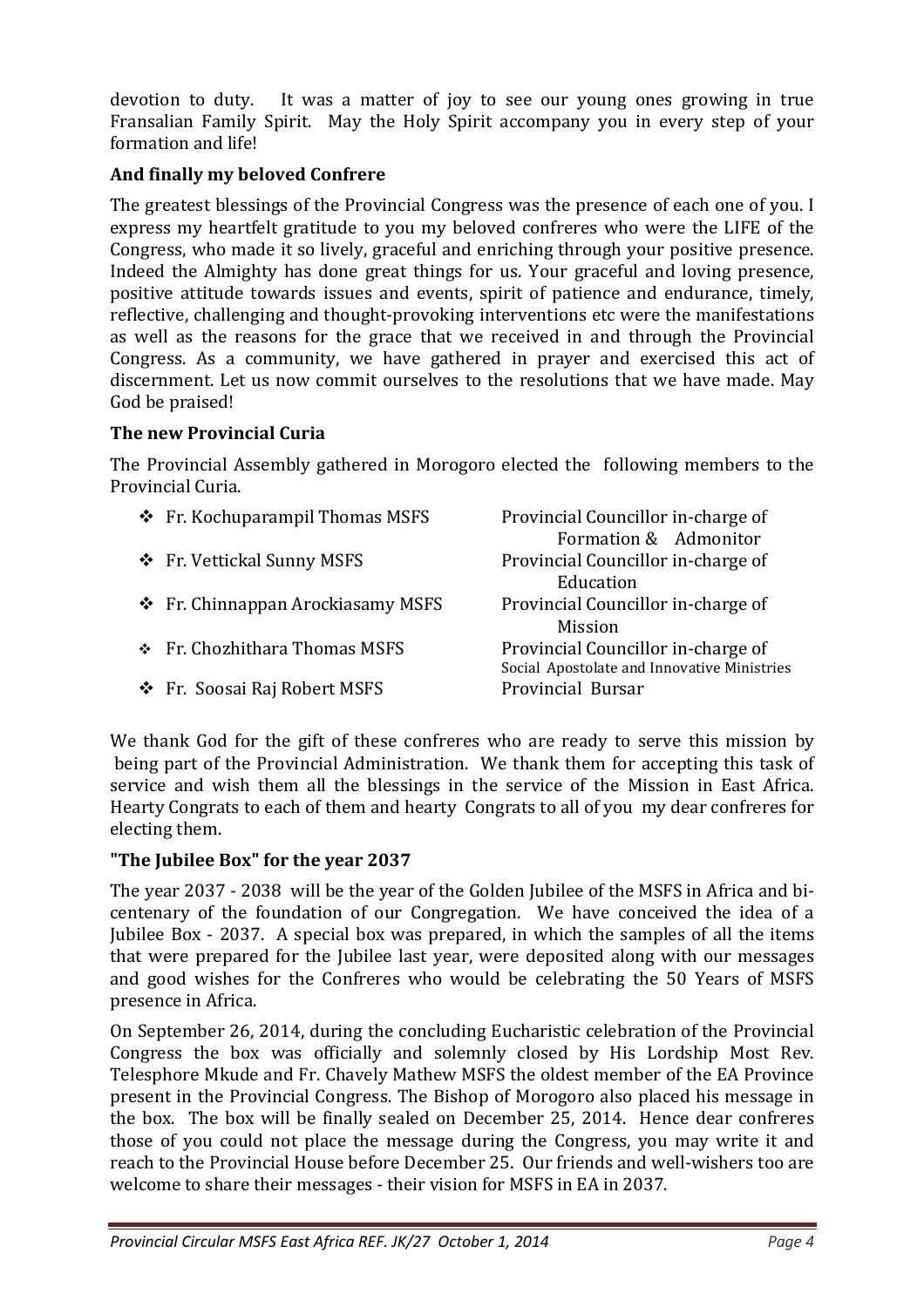devotion to duty. It was a matter of joy to see our young ones growing in true Fransalian Family Spirit. May the Holy Spirit accompany you in every step of your formation and life!

**And finally my beloved Confrere**

The greatest blessings of the Provincial Congress was the presence of each one of you. I express my heartfelt gratitude to you my beloved confreres who were the LIFE of the Congress, who made it so lively, graceful and enriching through your positive presence. Indeed the Almighty has done great things for us. Your graceful and loving presence, positive attitude towards issues and events, spirit of patience and endurance, timely, reflective, challenging and thought-provoking interventions etc were the manifestations as well as the reasons for the grace that we received in and through the Provincial Congress. As a community, we have gathered in prayer and exercised this act of discernment. Let us now commit ourselves to the resolutions that we have made. May God be praised!

**The new Provincial Curia**

The Provincial Assembly gathered in Morogoro elected the following members to the Provincial Curia.

- Fr. Kochuparampil Thomas MSFS — Provincial Councillor in-charge of Formation & Admonitor
- Fr. Vettickal Sunny MSFS — Provincial Councillor in-charge of Education
- Fr. Chinnappan Arockiasamy MSFS — Provincial Councillor in-charge of Mission
- Fr. Chozhithara Thomas MSFS — Provincial Councillor in-charge of Social Apostolate and Innovative Ministries
- Fr. Soosai Raj Robert MSFS — Provincial Bursar

We thank God for the gift of these confreres who are ready to serve this mission by being part of the Provincial Administration. We thank them for accepting this task of service and wish them all the blessings in the service of the Mission in East Africa. Hearty Congrats to each of them and hearty Congrats to all of you my dear confreres for electing them.

**"The Jubilee Box" for the year 2037**

The year 2037 - 2038 will be the year of the Golden Jubilee of the MSFS in Africa and bi-centenary of the foundation of our Congregation. We have conceived the idea of a Jubilee Box - 2037. A special box was prepared, in which the samples of all the items that were prepared for the Jubilee last year, were deposited along with our messages and good wishes for the Confreres who would be celebrating the 50 Years of MSFS presence in Africa.

On September 26, 2014, during the concluding Eucharistic celebration of the Provincial Congress the box was officially and solemnly closed by His Lordship Most Rev. Telesphore Mkude and Fr. Chavely Mathew MSFS the oldest member of the EA Province present in the Provincial Congress. The Bishop of Morogoro also placed his message in the box. The box will be finally sealed on December 25, 2014. Hence dear confreres those of you could not place the message during the Congress, you may write it and reach to the Provincial House before December 25. Our friends and well-wishers too are welcome to share their messages - their vision for MSFS in EA in 2037.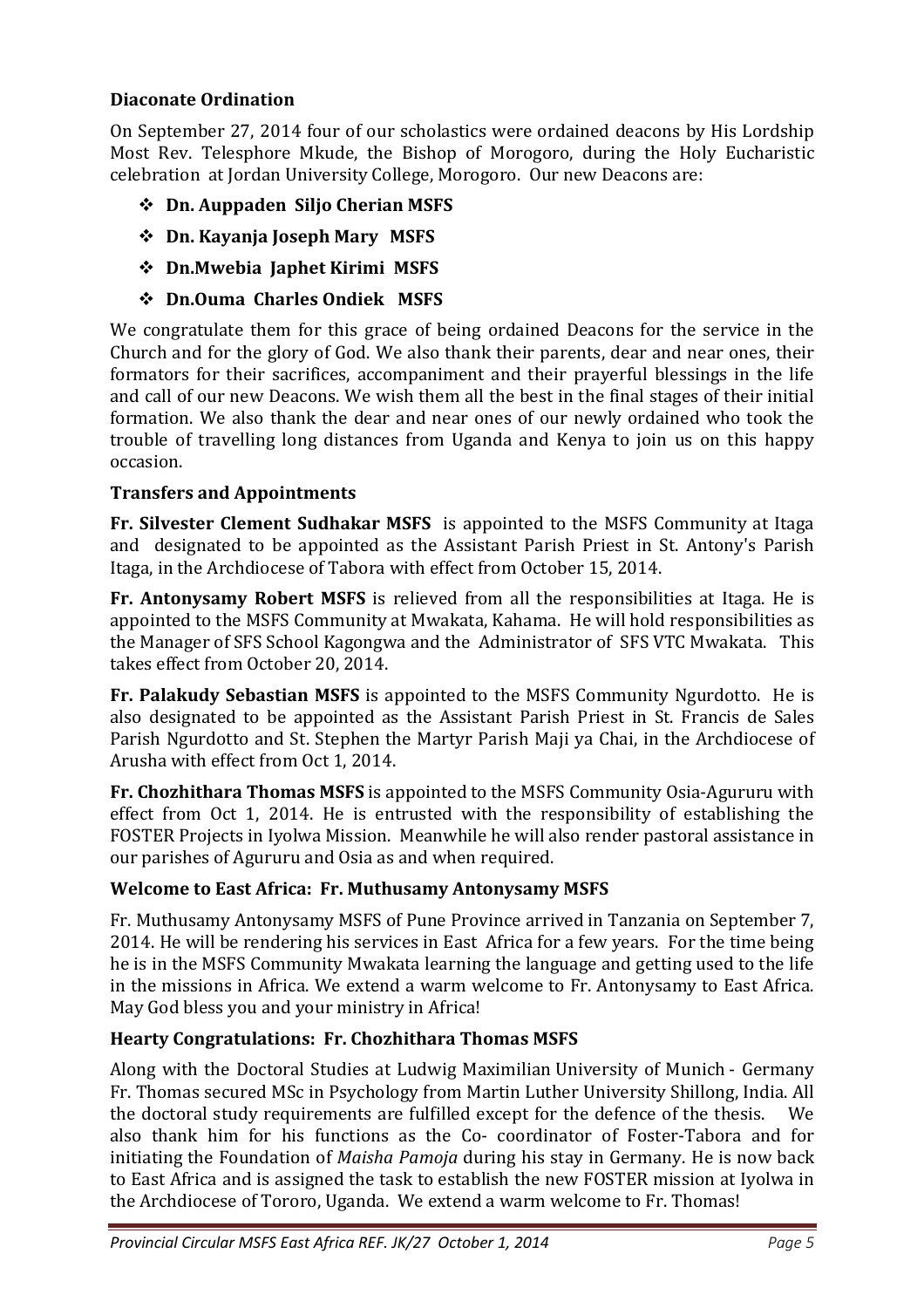### Diaconate Ordination

On September 27, 2014 four of our scholastics were ordained deacons by His Lordship Most Rev. Telesphore Mkude, the Bishop of Morogoro, during the Holy Eucharistic celebration at Jordan University College, Morogoro. Our new Deacons are:

- **Dn. Auppaden Siljo Cherian MSFS**
- **Dn. Kayanja Joseph Mary MSFS**
- **Dn.Mwebia Japhet Kirimi MSFS**
- **Dn.Ouma Charles Ondiek MSFS**

We congratulate them for this grace of being ordained Deacons for the service in the Church and for the glory of God. We also thank their parents, dear and near ones, their formators for their sacrifices, accompaniment and their prayerful blessings in the life and call of our new Deacons. We wish them all the best in the final stages of their initial formation. We also thank the dear and near ones of our newly ordained who took the trouble of travelling long distances from Uganda and Kenya to join us on this happy occasion.

### Transfers and Appointments

**Fr. Silvester Clement Sudhakar MSFS** is appointed to the MSFS Community at Itaga and designated to be appointed as the Assistant Parish Priest in St. Antony's Parish Itaga, in the Archdiocese of Tabora with effect from October 15, 2014.

**Fr. Antonysamy Robert MSFS** is relieved from all the responsibilities at Itaga. He is appointed to the MSFS Community at Mwakata, Kahama. He will hold responsibilities as the Manager of SFS School Kagongwa and the Administrator of SFS VTC Mwakata. This takes effect from October 20, 2014.

**Fr. Palakudy Sebastian MSFS** is appointed to the MSFS Community Ngurdotto. He is also designated to be appointed as the Assistant Parish Priest in St. Francis de Sales Parish Ngurdotto and St. Stephen the Martyr Parish Maji ya Chai, in the Archdiocese of Arusha with effect from Oct 1, 2014.

**Fr. Chozhithara Thomas MSFS** is appointed to the MSFS Community Osia-Agururu with effect from Oct 1, 2014. He is entrusted with the responsibility of establishing the FOSTER Projects in Iyolwa Mission. Meanwhile he will also render pastoral assistance in our parishes of Agururu and Osia as and when required.

### Welcome to East Africa: Fr. Muthusamy Antonysamy MSFS

Fr. Muthusamy Antonysamy MSFS of Pune Province arrived in Tanzania on September 7, 2014. He will be rendering his services in East Africa for a few years. For the time being he is in the MSFS Community Mwakata learning the language and getting used to the life in the missions in Africa. We extend a warm welcome to Fr. Antonysamy to East Africa. May God bless you and your ministry in Africa!

### Hearty Congratulations: Fr. Chozhithara Thomas MSFS

Along with the Doctoral Studies at Ludwig Maximilian University of Munich - Germany Fr. Thomas secured MSc in Psychology from Martin Luther University Shillong, India. All the doctoral study requirements are fulfilled except for the defence of the thesis. We also thank him for his functions as the Co- coordinator of Foster-Tabora and for initiating the Foundation of *Maisha Pamoja* during his stay in Germany. He is now back to East Africa and is assigned the task to establish the new FOSTER mission at Iyolwa in the Archdiocese of Tororo, Uganda. We extend a warm welcome to Fr. Thomas!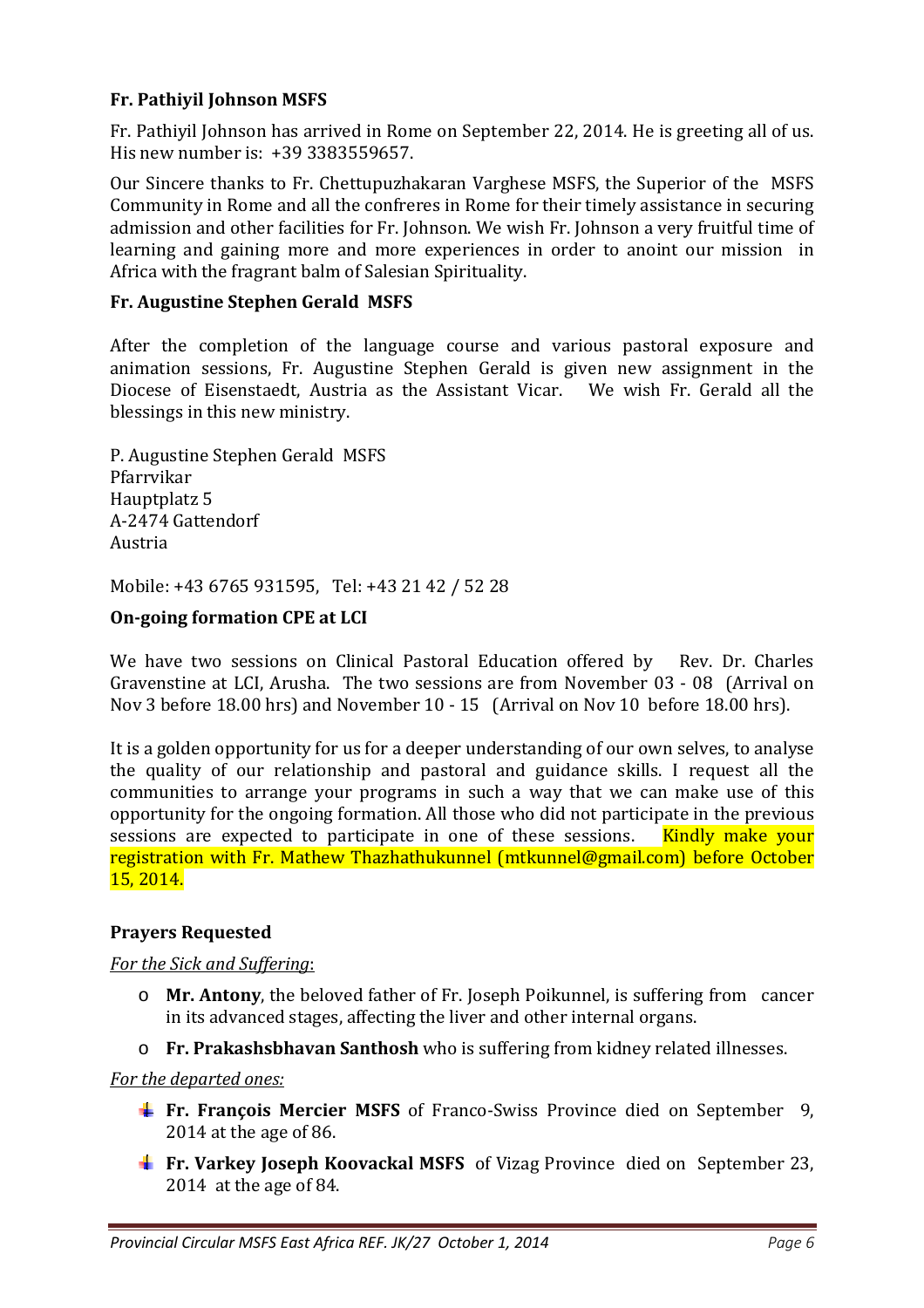**Fr. Pathiyil Johnson MSFS**

Fr. Pathiyil Johnson has arrived in Rome on September 22, 2014. He is greeting all of us. His new number is: +39 3383559657.

Our Sincere thanks to Fr. Chettupuzhakaran Varghese MSFS, the Superior of the MSFS Community in Rome and all the confreres in Rome for their timely assistance in securing admission and other facilities for Fr. Johnson. We wish Fr. Johnson a very fruitful time of learning and gaining more and more experiences in order to anoint our mission in Africa with the fragrant balm of Salesian Spirituality.

**Fr. Augustine Stephen Gerald MSFS**

After the completion of the language course and various pastoral exposure and animation sessions, Fr. Augustine Stephen Gerald is given new assignment in the Diocese of Eisenstaedt, Austria as the Assistant Vicar. We wish Fr. Gerald all the blessings in this new ministry.

P. Augustine Stephen Gerald MSFS
Pfarrvikar
Hauptplatz 5
A-2474 Gattendorf
Austria

Mobile: +43 6765 931595, Tel: +43 21 42 / 52 28

**On-going formation CPE at LCI**

We have two sessions on Clinical Pastoral Education offered by Rev. Dr. Charles Gravenstine at LCI, Arusha. The two sessions are from November 03 - 08 (Arrival on Nov 3 before 18.00 hrs) and November 10 - 15 (Arrival on Nov 10 before 18.00 hrs).

It is a golden opportunity for us for a deeper understanding of our own selves, to analyse the quality of our relationship and pastoral and guidance skills. I request all the communities to arrange your programs in such a way that we can make use of this opportunity for the ongoing formation. All those who did not participate in the previous sessions are expected to participate in one of these sessions. Kindly make your registration with Fr. Mathew Thazhathukunnel (mtkunnel@gmail.com) before October 15, 2014.

**Prayers Requested**

*For the Sick and Suffering*:

- **Mr. Antony**, the beloved father of Fr. Joseph Poikunnel, is suffering from cancer in its advanced stages, affecting the liver and other internal organs.
- **Fr. Prakashsbhavan Santhosh** who is suffering from kidney related illnesses.

*For the departed ones:*

- **Fr. François Mercier MSFS** of Franco-Swiss Province died on September 9, 2014 at the age of 86.
- **Fr. Varkey Joseph Koovackal MSFS** of Vizag Province died on September 23, 2014 at the age of 84.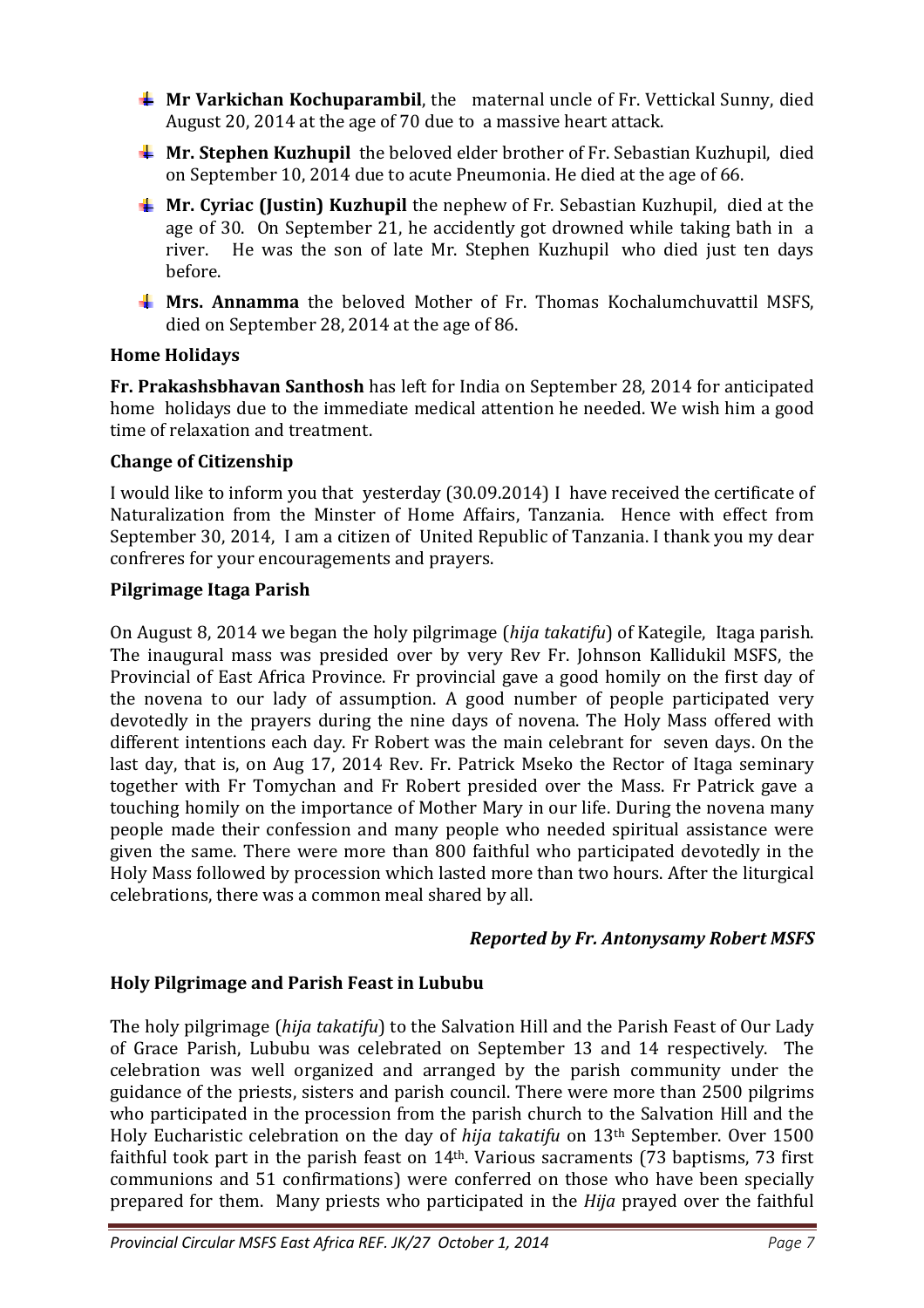- **Mr Varkichan Kochuparambil**, the maternal uncle of Fr. Vettickal Sunny, died August 20, 2014 at the age of 70 due to a massive heart attack.
- **Mr. Stephen Kuzhupil** the beloved elder brother of Fr. Sebastian Kuzhupil, died on September 10, 2014 due to acute Pneumonia. He died at the age of 66.
- **Mr. Cyriac (Justin) Kuzhupil** the nephew of Fr. Sebastian Kuzhupil, died at the age of 30. On September 21, he accidently got drowned while taking bath in a river. He was the son of late Mr. Stephen Kuzhupil who died just ten days before.
- **Mrs. Annamma** the beloved Mother of Fr. Thomas Kochalumchuvattil MSFS, died on September 28, 2014 at the age of 86.

### Home Holidays

**Fr. Prakashsbhavan Santhosh** has left for India on September 28, 2014 for anticipated home holidays due to the immediate medical attention he needed. We wish him a good time of relaxation and treatment.

### Change of Citizenship

I would like to inform you that yesterday (30.09.2014) I have received the certificate of Naturalization from the Minster of Home Affairs, Tanzania. Hence with effect from September 30, 2014, I am a citizen of United Republic of Tanzania. I thank you my dear confreres for your encouragements and prayers.

### Pilgrimage Itaga Parish

On August 8, 2014 we began the holy pilgrimage (*hija takatifu*) of Kategile, Itaga parish. The inaugural mass was presided over by very Rev Fr. Johnson Kallidukil MSFS, the Provincial of East Africa Province. Fr provincial gave a good homily on the first day of the novena to our lady of assumption. A good number of people participated very devotedly in the prayers during the nine days of novena. The Holy Mass offered with different intentions each day. Fr Robert was the main celebrant for seven days. On the last day, that is, on Aug 17, 2014 Rev. Fr. Patrick Mseko the Rector of Itaga seminary together with Fr Tomychan and Fr Robert presided over the Mass. Fr Patrick gave a touching homily on the importance of Mother Mary in our life. During the novena many people made their confession and many people who needed spiritual assistance were given the same. There were more than 800 faithful who participated devotedly in the Holy Mass followed by procession which lasted more than two hours. After the liturgical celebrations, there was a common meal shared by all.

***Reported by Fr. Antonysamy Robert MSFS***

### Holy Pilgrimage and Parish Feast in Lububu

The holy pilgrimage (*hija takatifu*) to the Salvation Hill and the Parish Feast of Our Lady of Grace Parish, Lububu was celebrated on September 13 and 14 respectively. The celebration was well organized and arranged by the parish community under the guidance of the priests, sisters and parish council. There were more than 2500 pilgrims who participated in the procession from the parish church to the Salvation Hill and the Holy Eucharistic celebration on the day of *hija takatifu* on 13th September. Over 1500 faithful took part in the parish feast on 14th. Various sacraments (73 baptisms, 73 first communions and 51 confirmations) were conferred on those who have been specially prepared for them. Many priests who participated in the *Hija* prayed over the faithful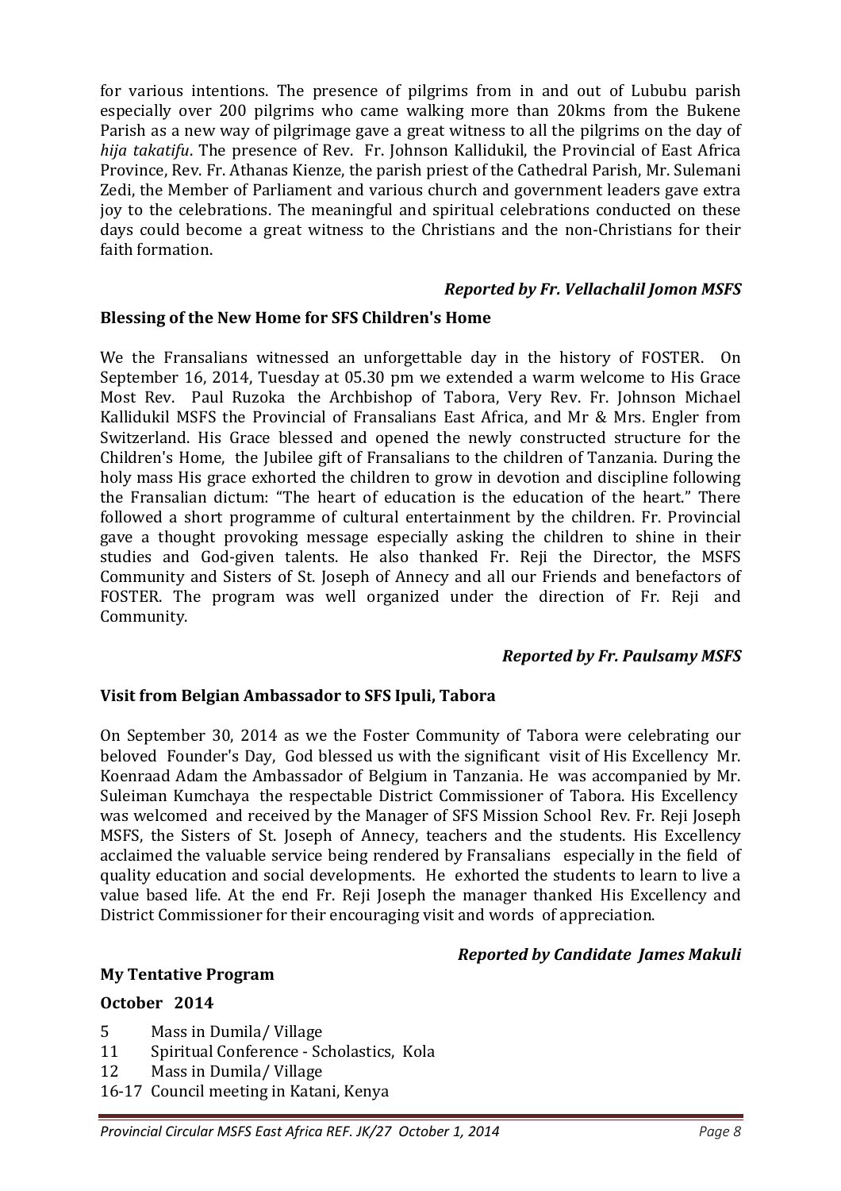for various intentions. The presence of pilgrims from in and out of Lububu parish especially over 200 pilgrims who came walking more than 20kms from the Bukene Parish as a new way of pilgrimage gave a great witness to all the pilgrims on the day of *hija takatifu*. The presence of Rev. Fr. Johnson Kallidukil, the Provincial of East Africa Province, Rev. Fr. Athanas Kienze, the parish priest of the Cathedral Parish, Mr. Sulemani Zedi, the Member of Parliament and various church and government leaders gave extra joy to the celebrations. The meaningful and spiritual celebrations conducted on these days could become a great witness to the Christians and the non-Christians for their faith formation.

*Reported by Fr. Vellachalil Jomon MSFS*

### Blessing of the New Home for SFS Children's Home

We the Fransalians witnessed an unforgettable day in the history of FOSTER. On September 16, 2014, Tuesday at 05.30 pm we extended a warm welcome to His Grace Most Rev. Paul Ruzoka the Archbishop of Tabora, Very Rev. Fr. Johnson Michael Kallidukil MSFS the Provincial of Fransalians East Africa, and Mr & Mrs. Engler from Switzerland. His Grace blessed and opened the newly constructed structure for the Children's Home, the Jubilee gift of Fransalians to the children of Tanzania. During the holy mass His grace exhorted the children to grow in devotion and discipline following the Fransalian dictum: "The heart of education is the education of the heart." There followed a short programme of cultural entertainment by the children. Fr. Provincial gave a thought provoking message especially asking the children to shine in their studies and God-given talents. He also thanked Fr. Reji the Director, the MSFS Community and Sisters of St. Joseph of Annecy and all our Friends and benefactors of FOSTER. The program was well organized under the direction of Fr. Reji and Community.

*Reported by Fr. Paulsamy MSFS*

### Visit from Belgian Ambassador to SFS Ipuli, Tabora

On September 30, 2014 as we the Foster Community of Tabora were celebrating our beloved Founder's Day, God blessed us with the significant visit of His Excellency Mr. Koenraad Adam the Ambassador of Belgium in Tanzania. He was accompanied by Mr. Suleiman Kumchaya the respectable District Commissioner of Tabora. His Excellency was welcomed and received by the Manager of SFS Mission School Rev. Fr. Reji Joseph MSFS, the Sisters of St. Joseph of Annecy, teachers and the students. His Excellency acclaimed the valuable service being rendered by Fransalians especially in the field of quality education and social developments. He exhorted the students to learn to live a value based life. At the end Fr. Reji Joseph the manager thanked His Excellency and District Commissioner for their encouraging visit and words of appreciation.

*Reported by Candidate James Makuli*

### My Tentative Program

**October 2014**

- 5 Mass in Dumila/ Village
- 11 Spiritual Conference - Scholastics, Kola
- 12 Mass in Dumila/ Village
- 16-17 Council meeting in Katani, Kenya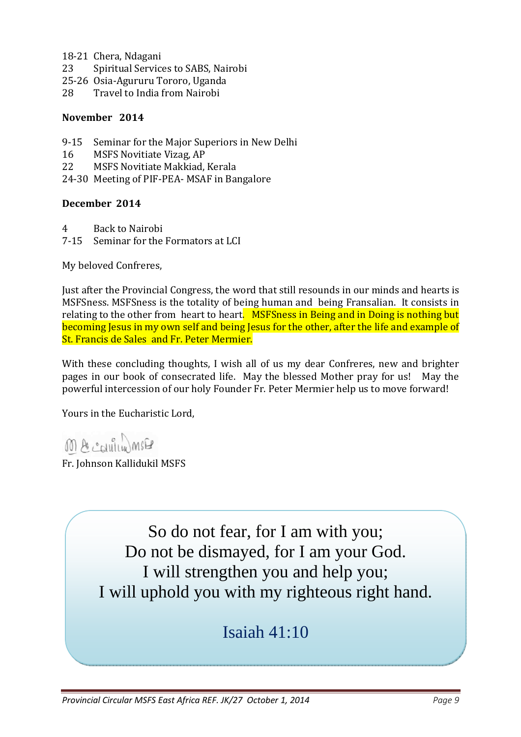18-21 Chera, Ndagani
23 Spiritual Services to SABS, Nairobi
25-26 Osia-Agururu Tororo, Uganda
28 Travel to India from Nairobi

**November 2014**

9-15 Seminar for the Major Superiors in New Delhi
16 MSFS Novitiate Vizag, AP
22 MSFS Novitiate Makkiad, Kerala
24-30 Meeting of PIF-PEA- MSAF in Bangalore

**December 2014**

4 Back to Nairobi
7-15 Seminar for the Formators at LCI

My beloved Confreres,

Just after the Provincial Congress, the word that still resounds in our minds and hearts is MSFSness. MSFSness is the totality of being human and being Fransalian. It consists in relating to the other from heart to heart. MSFSness in Being and in Doing is nothing but becoming Jesus in my own self and being Jesus for the other, after the life and example of St. Francis de Sales and Fr. Peter Mermier.

With these concluding thoughts, I wish all of us my dear Confreres, new and brighter pages in our book of consecrated life. May the blessed Mother pray for us! May the powerful intercession of our holy Founder Fr. Peter Mermier help us to move forward!

Yours in the Eucharistic Lord,

Fr. Johnson Kallidukil MSFS

So do not fear, for I am with you;
Do not be dismayed, for I am your God.
I will strengthen you and help you;
I will uphold you with my righteous right hand.

Isaiah 41:10